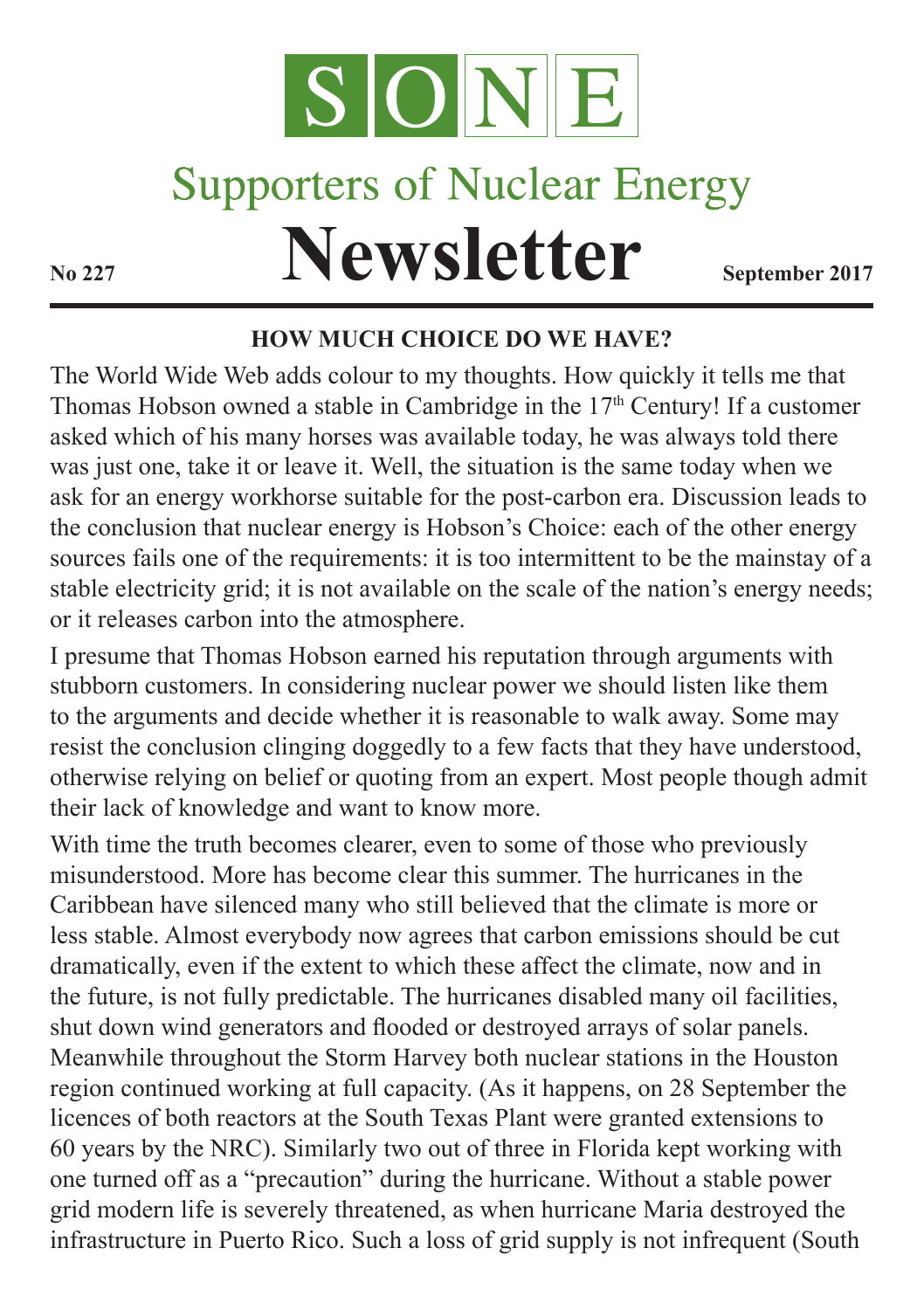# S O N E

## Supporters of Nuclear Energy

# Newsletter

**No 227** **September 2017**

### HOW MUCH CHOICE DO WE HAVE?

The World Wide Web adds colour to my thoughts. How quickly it tells me that Thomas Hobson owned a stable in Cambridge in the 17th Century! If a customer asked which of his many horses was available today, he was always told there was just one, take it or leave it. Well, the situation is the same today when we ask for an energy workhorse suitable for the post-carbon era. Discussion leads to the conclusion that nuclear energy is Hobson's Choice: each of the other energy sources fails one of the requirements: it is too intermittent to be the mainstay of a stable electricity grid; it is not available on the scale of the nation's energy needs; or it releases carbon into the atmosphere.

I presume that Thomas Hobson earned his reputation through arguments with stubborn customers. In considering nuclear power we should listen like them to the arguments and decide whether it is reasonable to walk away. Some may resist the conclusion clinging doggedly to a few facts that they have understood, otherwise relying on belief or quoting from an expert. Most people though admit their lack of knowledge and want to know more.

With time the truth becomes clearer, even to some of those who previously misunderstood. More has become clear this summer. The hurricanes in the Caribbean have silenced many who still believed that the climate is more or less stable. Almost everybody now agrees that carbon emissions should be cut dramatically, even if the extent to which these affect the climate, now and in the future, is not fully predictable. The hurricanes disabled many oil facilities, shut down wind generators and flooded or destroyed arrays of solar panels. Meanwhile throughout the Storm Harvey both nuclear stations in the Houston region continued working at full capacity. (As it happens, on 28 September the licences of both reactors at the South Texas Plant were granted extensions to 60 years by the NRC). Similarly two out of three in Florida kept working with one turned off as a "precaution" during the hurricane. Without a stable power grid modern life is severely threatened, as when hurricane Maria destroyed the infrastructure in Puerto Rico. Such a loss of grid supply is not infrequent (South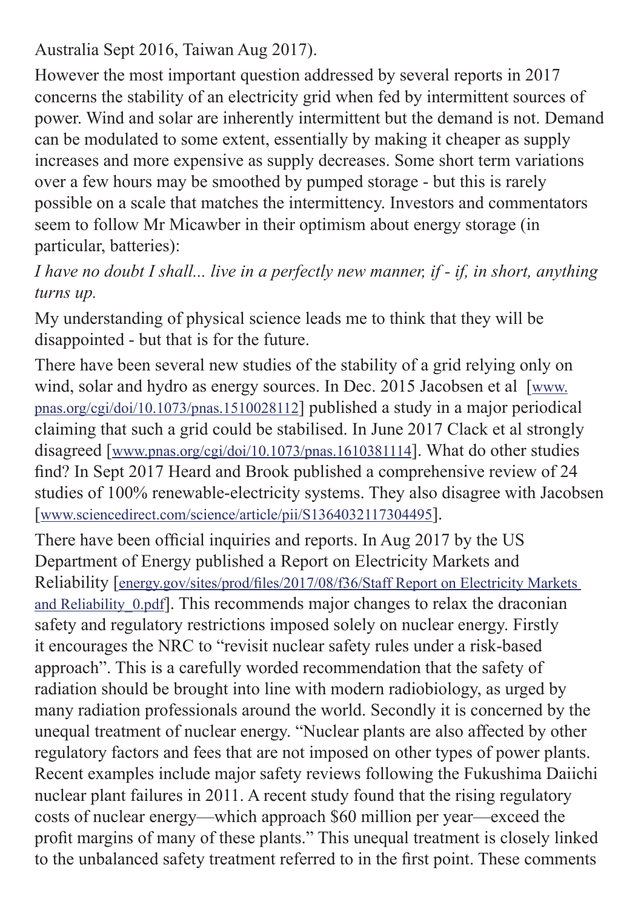Australia Sept 2016, Taiwan Aug 2017).

However the most important question addressed by several reports in 2017 concerns the stability of an electricity grid when fed by intermittent sources of power. Wind and solar are inherently intermittent but the demand is not. Demand can be modulated to some extent, essentially by making it cheaper as supply increases and more expensive as supply decreases. Some short term variations over a few hours may be smoothed by pumped storage - but this is rarely possible on a scale that matches the intermittency. Investors and commentators seem to follow Mr Micawber in their optimism about energy storage (in particular, batteries):

*I have no doubt I shall... live in a perfectly new manner, if - if, in short, anything turns up.*

My understanding of physical science leads me to think that they will be disappointed - but that is for the future.

There have been several new studies of the stability of a grid relying only on wind, solar and hydro as energy sources. In Dec. 2015 Jacobsen et al [www.pnas.org/cgi/doi/10.1073/pnas.1510028112] published a study in a major periodical claiming that such a grid could be stabilised. In June 2017 Clack et al strongly disagreed [www.pnas.org/cgi/doi/10.1073/pnas.1610381114]. What do other studies find? In Sept 2017 Heard and Brook published a comprehensive review of 24 studies of 100% renewable-electricity systems. They also disagree with Jacobsen [www.sciencedirect.com/science/article/pii/S1364032117304495].

There have been official inquiries and reports. In Aug 2017 by the US Department of Energy published a Report on Electricity Markets and Reliability [energy.gov/sites/prod/files/2017/08/f36/Staff Report on Electricity Markets and Reliability_0.pdf]. This recommends major changes to relax the draconian safety and regulatory restrictions imposed solely on nuclear energy. Firstly it encourages the NRC to "revisit nuclear safety rules under a risk-based approach". This is a carefully worded recommendation that the safety of radiation should be brought into line with modern radiobiology, as urged by many radiation professionals around the world. Secondly it is concerned by the unequal treatment of nuclear energy. "Nuclear plants are also affected by other regulatory factors and fees that are not imposed on other types of power plants. Recent examples include major safety reviews following the Fukushima Daiichi nuclear plant failures in 2011. A recent study found that the rising regulatory costs of nuclear energy—which approach $60 million per year—exceed the profit margins of many of these plants." This unequal treatment is closely linked to the unbalanced safety treatment referred to in the first point. These comments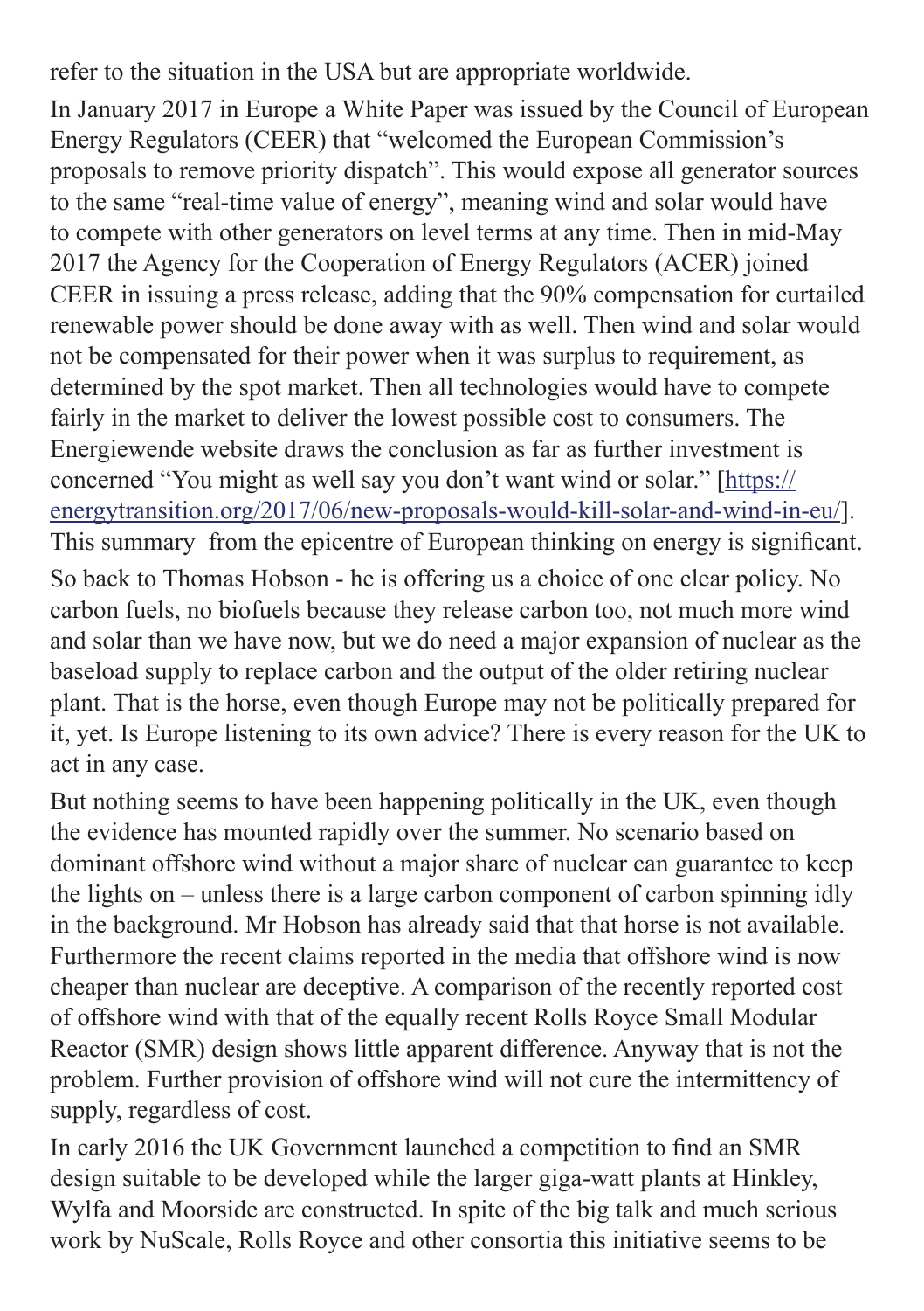refer to the situation in the USA but are appropriate worldwide.

In January 2017 in Europe a White Paper was issued by the Council of European Energy Regulators (CEER) that "welcomed the European Commission's proposals to remove priority dispatch". This would expose all generator sources to the same "real-time value of energy", meaning wind and solar would have to compete with other generators on level terms at any time. Then in mid-May 2017 the Agency for the Cooperation of Energy Regulators (ACER) joined CEER in issuing a press release, adding that the 90% compensation for curtailed renewable power should be done away with as well. Then wind and solar would not be compensated for their power when it was surplus to requirement, as determined by the spot market. Then all technologies would have to compete fairly in the market to deliver the lowest possible cost to consumers. The Energiewende website draws the conclusion as far as further investment is concerned "You might as well say you don't want wind or solar." [https://energytransition.org/2017/06/new-proposals-would-kill-solar-and-wind-in-eu/]. This summary from the epicentre of European thinking on energy is significant.

So back to Thomas Hobson - he is offering us a choice of one clear policy. No carbon fuels, no biofuels because they release carbon too, not much more wind and solar than we have now, but we do need a major expansion of nuclear as the baseload supply to replace carbon and the output of the older retiring nuclear plant. That is the horse, even though Europe may not be politically prepared for it, yet. Is Europe listening to its own advice? There is every reason for the UK to act in any case.

But nothing seems to have been happening politically in the UK, even though the evidence has mounted rapidly over the summer. No scenario based on dominant offshore wind without a major share of nuclear can guarantee to keep the lights on – unless there is a large carbon component of carbon spinning idly in the background. Mr Hobson has already said that that horse is not available. Furthermore the recent claims reported in the media that offshore wind is now cheaper than nuclear are deceptive. A comparison of the recently reported cost of offshore wind with that of the equally recent Rolls Royce Small Modular Reactor (SMR) design shows little apparent difference. Anyway that is not the problem. Further provision of offshore wind will not cure the intermittency of supply, regardless of cost.

In early 2016 the UK Government launched a competition to find an SMR design suitable to be developed while the larger giga-watt plants at Hinkley, Wylfa and Moorside are constructed. In spite of the big talk and much serious work by NuScale, Rolls Royce and other consortia this initiative seems to be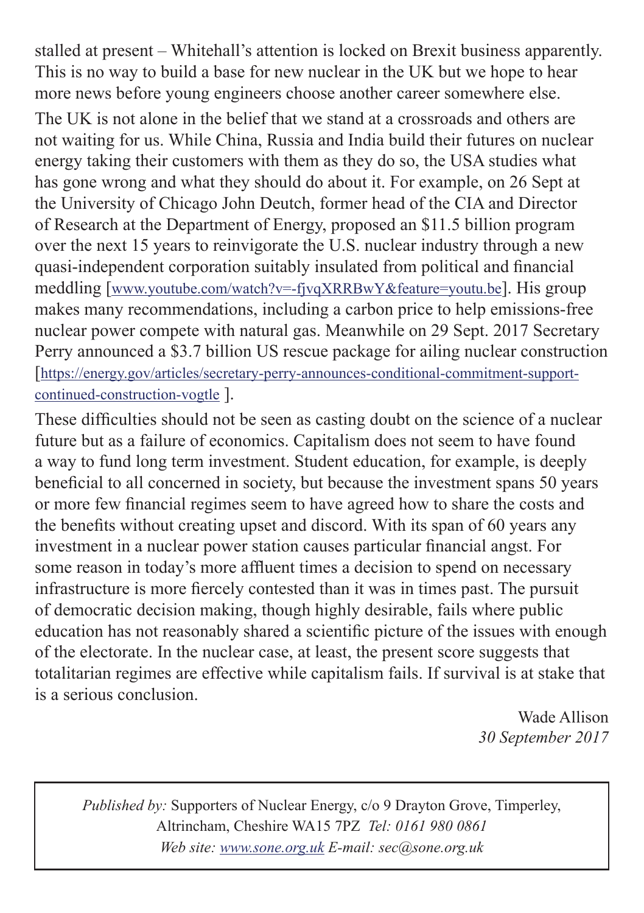stalled at present – Whitehall's attention is locked on Brexit business apparently. This is no way to build a base for new nuclear in the UK but we hope to hear more news before young engineers choose another career somewhere else.

The UK is not alone in the belief that we stand at a crossroads and others are not waiting for us. While China, Russia and India build their futures on nuclear energy taking their customers with them as they do so, the USA studies what has gone wrong and what they should do about it. For example, on 26 Sept at the University of Chicago John Deutch, former head of the CIA and Director of Research at the Department of Energy, proposed an $11.5 billion program over the next 15 years to reinvigorate the U.S. nuclear industry through a new quasi-independent corporation suitably insulated from political and financial meddling [www.youtube.com/watch?v=-fjvqXRRBwY&feature=youtu.be]. His group makes many recommendations, including a carbon price to help emissions-free nuclear power compete with natural gas. Meanwhile on 29 Sept. 2017 Secretary Perry announced a $3.7 billion US rescue package for ailing nuclear construction [https://energy.gov/articles/secretary-perry-announces-conditional-commitment-support-continued-construction-vogtle ].

These difficulties should not be seen as casting doubt on the science of a nuclear future but as a failure of economics. Capitalism does not seem to have found a way to fund long term investment. Student education, for example, is deeply beneficial to all concerned in society, but because the investment spans 50 years or more few financial regimes seem to have agreed how to share the costs and the benefits without creating upset and discord. With its span of 60 years any investment in a nuclear power station causes particular financial angst. For some reason in today's more affluent times a decision to spend on necessary infrastructure is more fiercely contested than it was in times past. The pursuit of democratic decision making, though highly desirable, fails where public education has not reasonably shared a scientific picture of the issues with enough of the electorate. In the nuclear case, at least, the present score suggests that totalitarian regimes are effective while capitalism fails. If survival is at stake that is a serious conclusion.

Wade Allison
*30 September 2017*

*Published by:* Supporters of Nuclear Energy, c/o 9 Drayton Grove, Timperley, Altrincham, Cheshire WA15 7PZ *Tel: 0161 980 0861*
*Web site: www.sone.org.uk E-mail: sec@sone.org.uk*